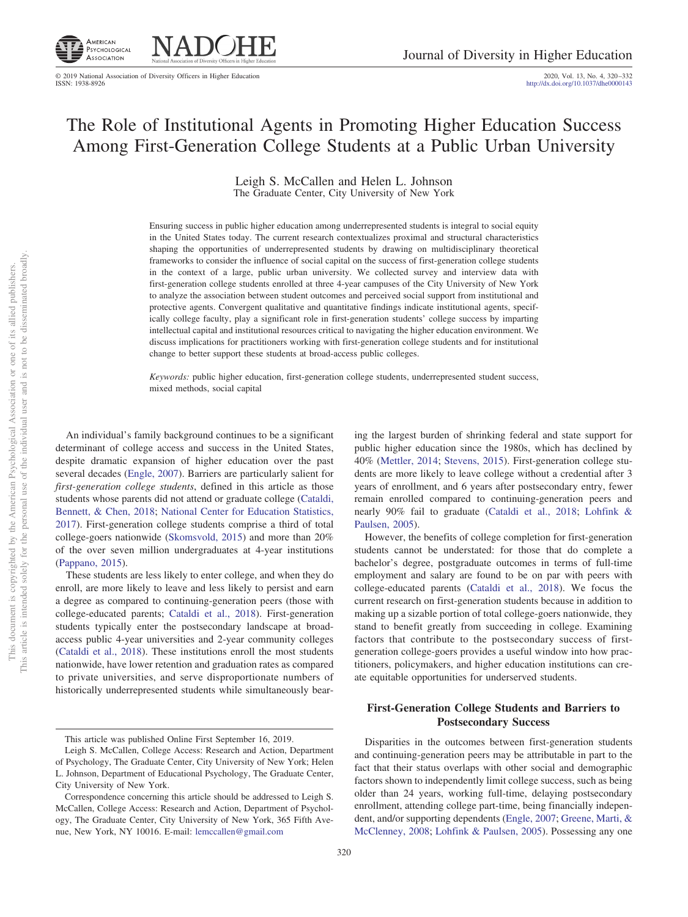# The Role of Institutional Agents in Promoting Higher Education Success Among First-Generation College Students at a Public Urban University

Leigh S. McCallen and Helen L. Johnson
The Graduate Center, City University of New York

Ensuring success in public higher education among underrepresented students is integral to social equity in the United States today. The current research contextualizes proximal and structural characteristics shaping the opportunities of underrepresented students by drawing on multidisciplinary theoretical frameworks to consider the influence of social capital on the success of first-generation college students in the context of a large, public urban university. We collected survey and interview data with first-generation college students enrolled at three 4-year campuses of the City University of New York to analyze the association between student outcomes and perceived social support from institutional and protective agents. Convergent qualitative and quantitative findings indicate institutional agents, specifically college faculty, play a significant role in first-generation students' college success by imparting intellectual capital and institutional resources critical to navigating the higher education environment. We discuss implications for practitioners working with first-generation college students and for institutional change to better support these students at broad-access public colleges.

*Keywords:* public higher education, first-generation college students, underrepresented student success, mixed methods, social capital

An individual's family background continues to be a significant determinant of college access and success in the United States, despite dramatic expansion of higher education over the past several decades (Engle, 2007). Barriers are particularly salient for *first-generation college students*, defined in this article as those students whose parents did not attend or graduate college (Cataldi, Bennett, & Chen, 2018; National Center for Education Statistics, 2017). First-generation college students comprise a third of total college-goers nationwide (Skomsvold, 2015) and more than 20% of the over seven million undergraduates at 4-year institutions (Pappano, 2015).

These students are less likely to enter college, and when they do enroll, are more likely to leave and less likely to persist and earn a degree as compared to continuing-generation peers (those with college-educated parents; Cataldi et al., 2018). First-generation students typically enter the postsecondary landscape at broad-access public 4-year universities and 2-year community colleges (Cataldi et al., 2018). These institutions enroll the most students nationwide, have lower retention and graduation rates as compared to private universities, and serve disproportionate numbers of historically underrepresented students while simultaneously bearing the largest burden of shrinking federal and state support for public higher education since the 1980s, which has declined by 40% (Mettler, 2014; Stevens, 2015). First-generation college students are more likely to leave college without a credential after 3 years of enrollment, and 6 years after postsecondary entry, fewer remain enrolled compared to continuing-generation peers and nearly 90% fail to graduate (Cataldi et al., 2018; Lohfink & Paulsen, 2005).

However, the benefits of college completion for first-generation students cannot be understated: for those that do complete a bachelor's degree, postgraduate outcomes in terms of full-time employment and salary are found to be on par with peers with college-educated parents (Cataldi et al., 2018). We focus the current research on first-generation students because in addition to making up a sizable portion of total college-goers nationwide, they stand to benefit greatly from succeeding in college. Examining factors that contribute to the postsecondary success of first-generation college-goers provides a useful window into how practitioners, policymakers, and higher education institutions can create equitable opportunities for underserved students.

## First-Generation College Students and Barriers to Postsecondary Success

Disparities in the outcomes between first-generation students and continuing-generation peers may be attributable in part to the fact that their status overlaps with other social and demographic factors shown to independently limit college success, such as being older than 24 years, working full-time, delaying postsecondary enrollment, attending college part-time, being financially independent, and/or supporting dependents (Engle, 2007; Greene, Marti, & McClenney, 2008; Lohfink & Paulsen, 2005). Possessing any one

This article was published Online First September 16, 2019.

Leigh S. McCallen, College Access: Research and Action, Department of Psychology, The Graduate Center, City University of New York; Helen L. Johnson, Department of Educational Psychology, The Graduate Center, City University of New York.

Correspondence concerning this article should be addressed to Leigh S. McCallen, College Access: Research and Action, Department of Psychology, The Graduate Center, City University of New York, 365 Fifth Avenue, New York, NY 10016. E-mail: lemccallen@gmail.com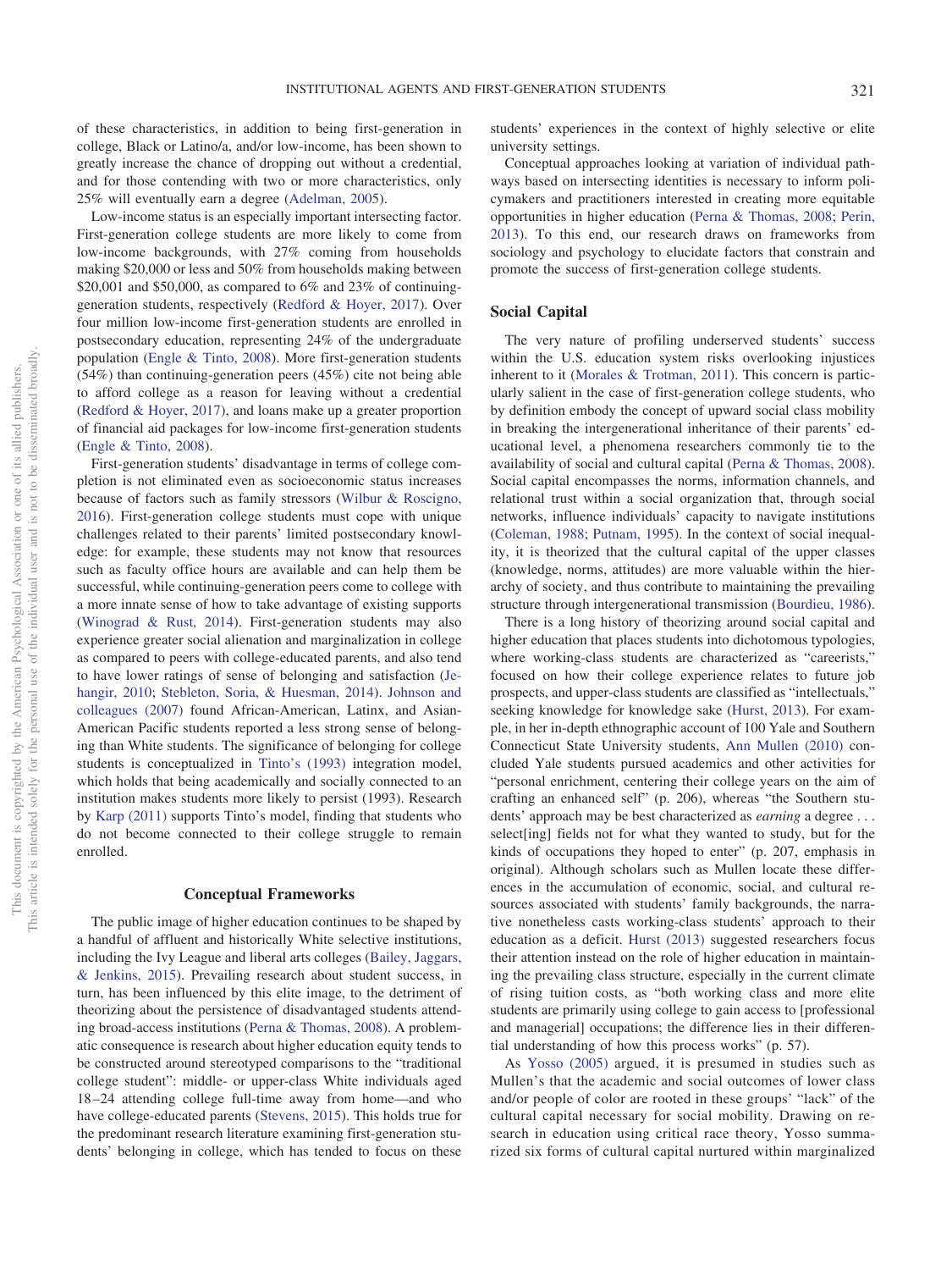of these characteristics, in addition to being first-generation in college, Black or Latino/a, and/or low-income, has been shown to greatly increase the chance of dropping out without a credential, and for those contending with two or more characteristics, only 25% will eventually earn a degree (Adelman, 2005).

Low-income status is an especially important intersecting factor. First-generation college students are more likely to come from low-income backgrounds, with 27% coming from households making $20,000 or less and 50% from households making between $20,001 and $50,000, as compared to 6% and 23% of continuing-generation students, respectively (Redford & Hoyer, 2017). Over four million low-income first-generation students are enrolled in postsecondary education, representing 24% of the undergraduate population (Engle & Tinto, 2008). More first-generation students (54%) than continuing-generation peers (45%) cite not being able to afford college as a reason for leaving without a credential (Redford & Hoyer, 2017), and loans make up a greater proportion of financial aid packages for low-income first-generation students (Engle & Tinto, 2008).

First-generation students' disadvantage in terms of college completion is not eliminated even as socioeconomic status increases because of factors such as family stressors (Wilbur & Roscigno, 2016). First-generation college students must cope with unique challenges related to their parents' limited postsecondary knowledge: for example, these students may not know that resources such as faculty office hours are available and can help them be successful, while continuing-generation peers come to college with a more innate sense of how to take advantage of existing supports (Winograd & Rust, 2014). First-generation students may also experience greater social alienation and marginalization in college as compared to peers with college-educated parents, and also tend to have lower ratings of sense of belonging and satisfaction (Jehangir, 2010; Stebleton, Soria, & Huesman, 2014). Johnson and colleagues (2007) found African-American, Latinx, and Asian-American Pacific students reported a less strong sense of belonging than White students. The significance of belonging for college students is conceptualized in Tinto's (1993) integration model, which holds that being academically and socially connected to an institution makes students more likely to persist (1993). Research by Karp (2011) supports Tinto's model, finding that students who do not become connected to their college struggle to remain enrolled.

## Conceptual Frameworks

The public image of higher education continues to be shaped by a handful of affluent and historically White selective institutions, including the Ivy League and liberal arts colleges (Bailey, Jaggars, & Jenkins, 2015). Prevailing research about student success, in turn, has been influenced by this elite image, to the detriment of theorizing about the persistence of disadvantaged students attending broad-access institutions (Perna & Thomas, 2008). A problematic consequence is research about higher education equity tends to be constructed around stereotyped comparisons to the "traditional college student": middle- or upper-class White individuals aged 18–24 attending college full-time away from home—and who have college-educated parents (Stevens, 2015). This holds true for the predominant research literature examining first-generation students' belonging in college, which has tended to focus on these students' experiences in the context of highly selective or elite university settings.

Conceptual approaches looking at variation of individual pathways based on intersecting identities is necessary to inform policymakers and practitioners interested in creating more equitable opportunities in higher education (Perna & Thomas, 2008; Perin, 2013). To this end, our research draws on frameworks from sociology and psychology to elucidate factors that constrain and promote the success of first-generation college students.

### Social Capital

The very nature of profiling underserved students' success within the U.S. education system risks overlooking injustices inherent to it (Morales & Trotman, 2011). This concern is particularly salient in the case of first-generation college students, who by definition embody the concept of upward social class mobility in breaking the intergenerational inheritance of their parents' educational level, a phenomena researchers commonly tie to the availability of social and cultural capital (Perna & Thomas, 2008). Social capital encompasses the norms, information channels, and relational trust within a social organization that, through social networks, influence individuals' capacity to navigate institutions (Coleman, 1988; Putnam, 1995). In the context of social inequality, it is theorized that the cultural capital of the upper classes (knowledge, norms, attitudes) are more valuable within the hierarchy of society, and thus contribute to maintaining the prevailing structure through intergenerational transmission (Bourdieu, 1986).

There is a long history of theorizing around social capital and higher education that places students into dichotomous typologies, where working-class students are characterized as "careerists," focused on how their college experience relates to future job prospects, and upper-class students are classified as "intellectuals," seeking knowledge for knowledge sake (Hurst, 2013). For example, in her in-depth ethnographic account of 100 Yale and Southern Connecticut State University students, Ann Mullen (2010) concluded Yale students pursued academics and other activities for "personal enrichment, centering their college years on the aim of crafting an enhanced self" (p. 206), whereas "the Southern students' approach may be best characterized as *earning* a degree . . . select[ing] fields not for what they wanted to study, but for the kinds of occupations they hoped to enter" (p. 207, emphasis in original). Although scholars such as Mullen locate these differences in the accumulation of economic, social, and cultural resources associated with students' family backgrounds, the narrative nonetheless casts working-class students' approach to their education as a deficit. Hurst (2013) suggested researchers focus their attention instead on the role of higher education in maintaining the prevailing class structure, especially in the current climate of rising tuition costs, as "both working class and more elite students are primarily using college to gain access to [professional and managerial] occupations; the difference lies in their differential understanding of how this process works" (p. 57).

As Yosso (2005) argued, it is presumed in studies such as Mullen's that the academic and social outcomes of lower class and/or people of color are rooted in these groups' "lack" of the cultural capital necessary for social mobility. Drawing on research in education using critical race theory, Yosso summarized six forms of cultural capital nurtured within marginalized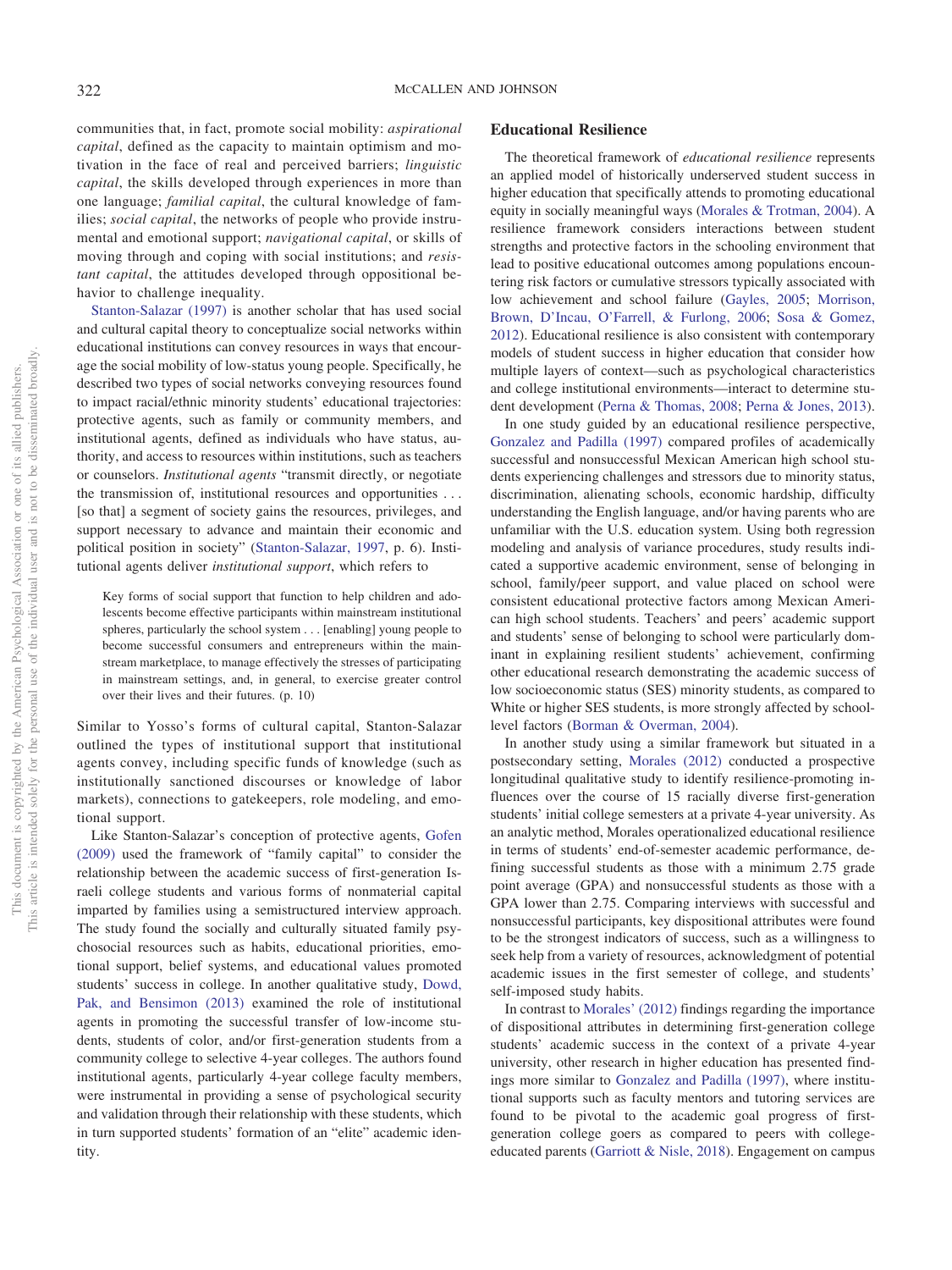communities that, in fact, promote social mobility: *aspirational capital*, defined as the capacity to maintain optimism and motivation in the face of real and perceived barriers; *linguistic capital*, the skills developed through experiences in more than one language; *familial capital*, the cultural knowledge of families; *social capital*, the networks of people who provide instrumental and emotional support; *navigational capital*, or skills of moving through and coping with social institutions; and *resistant capital*, the attitudes developed through oppositional behavior to challenge inequality.

Stanton-Salazar (1997) is another scholar that has used social and cultural capital theory to conceptualize social networks within educational institutions can convey resources in ways that encourage the social mobility of low-status young people. Specifically, he described two types of social networks conveying resources found to impact racial/ethnic minority students' educational trajectories: protective agents, such as family or community members, and institutional agents, defined as individuals who have status, authority, and access to resources within institutions, such as teachers or counselors. *Institutional agents* "transmit directly, or negotiate the transmission of, institutional resources and opportunities . . . [so that] a segment of society gains the resources, privileges, and support necessary to advance and maintain their economic and political position in society" (Stanton-Salazar, 1997, p. 6). Institutional agents deliver *institutional support*, which refers to

> Key forms of social support that function to help children and adolescents become effective participants within mainstream institutional spheres, particularly the school system . . . [enabling] young people to become successful consumers and entrepreneurs within the mainstream marketplace, to manage effectively the stresses of participating in mainstream settings, and, in general, to exercise greater control over their lives and their futures. (p. 10)

Similar to Yosso's forms of cultural capital, Stanton-Salazar outlined the types of institutional support that institutional agents convey, including specific funds of knowledge (such as institutionally sanctioned discourses or knowledge of labor markets), connections to gatekeepers, role modeling, and emotional support.

Like Stanton-Salazar's conception of protective agents, Gofen (2009) used the framework of "family capital" to consider the relationship between the academic success of first-generation Israeli college students and various forms of nonmaterial capital imparted by families using a semistructured interview approach. The study found the socially and culturally situated family psychosocial resources such as habits, educational priorities, emotional support, belief systems, and educational values promoted students' success in college. In another qualitative study, Dowd, Pak, and Bensimon (2013) examined the role of institutional agents in promoting the successful transfer of low-income students, students of color, and/or first-generation students from a community college to selective 4-year colleges. The authors found institutional agents, particularly 4-year college faculty members, were instrumental in providing a sense of psychological security and validation through their relationship with these students, which in turn supported students' formation of an "elite" academic identity.

## Educational Resilience

The theoretical framework of *educational resilience* represents an applied model of historically underserved student success in higher education that specifically attends to promoting educational equity in socially meaningful ways (Morales & Trotman, 2004). A resilience framework considers interactions between student strengths and protective factors in the schooling environment that lead to positive educational outcomes among populations encountering risk factors or cumulative stressors typically associated with low achievement and school failure (Gayles, 2005; Morrison, Brown, D'Incau, O'Farrell, & Furlong, 2006; Sosa & Gomez, 2012). Educational resilience is also consistent with contemporary models of student success in higher education that consider how multiple layers of context—such as psychological characteristics and college institutional environments—interact to determine student development (Perna & Thomas, 2008; Perna & Jones, 2013).

In one study guided by an educational resilience perspective, Gonzalez and Padilla (1997) compared profiles of academically successful and nonsuccessful Mexican American high school students experiencing challenges and stressors due to minority status, discrimination, alienating schools, economic hardship, difficulty understanding the English language, and/or having parents who are unfamiliar with the U.S. education system. Using both regression modeling and analysis of variance procedures, study results indicated a supportive academic environment, sense of belonging in school, family/peer support, and value placed on school were consistent educational protective factors among Mexican American high school students. Teachers' and peers' academic support and students' sense of belonging to school were particularly dominant in explaining resilient students' achievement, confirming other educational research demonstrating the academic success of low socioeconomic status (SES) minority students, as compared to White or higher SES students, is more strongly affected by school-level factors (Borman & Overman, 2004).

In another study using a similar framework but situated in a postsecondary setting, Morales (2012) conducted a prospective longitudinal qualitative study to identify resilience-promoting influences over the course of 15 racially diverse first-generation students' initial college semesters at a private 4-year university. As an analytic method, Morales operationalized educational resilience in terms of students' end-of-semester academic performance, defining successful students as those with a minimum 2.75 grade point average (GPA) and nonsuccessful students as those with a GPA lower than 2.75. Comparing interviews with successful and nonsuccessful participants, key dispositional attributes were found to be the strongest indicators of success, such as a willingness to seek help from a variety of resources, acknowledgment of potential academic issues in the first semester of college, and students' self-imposed study habits.

In contrast to Morales' (2012) findings regarding the importance of dispositional attributes in determining first-generation college students' academic success in the context of a private 4-year university, other research in higher education has presented findings more similar to Gonzalez and Padilla (1997), where institutional supports such as faculty mentors and tutoring services are found to be pivotal to the academic goal progress of first-generation college goers as compared to peers with college-educated parents (Garriott & Nisle, 2018). Engagement on campus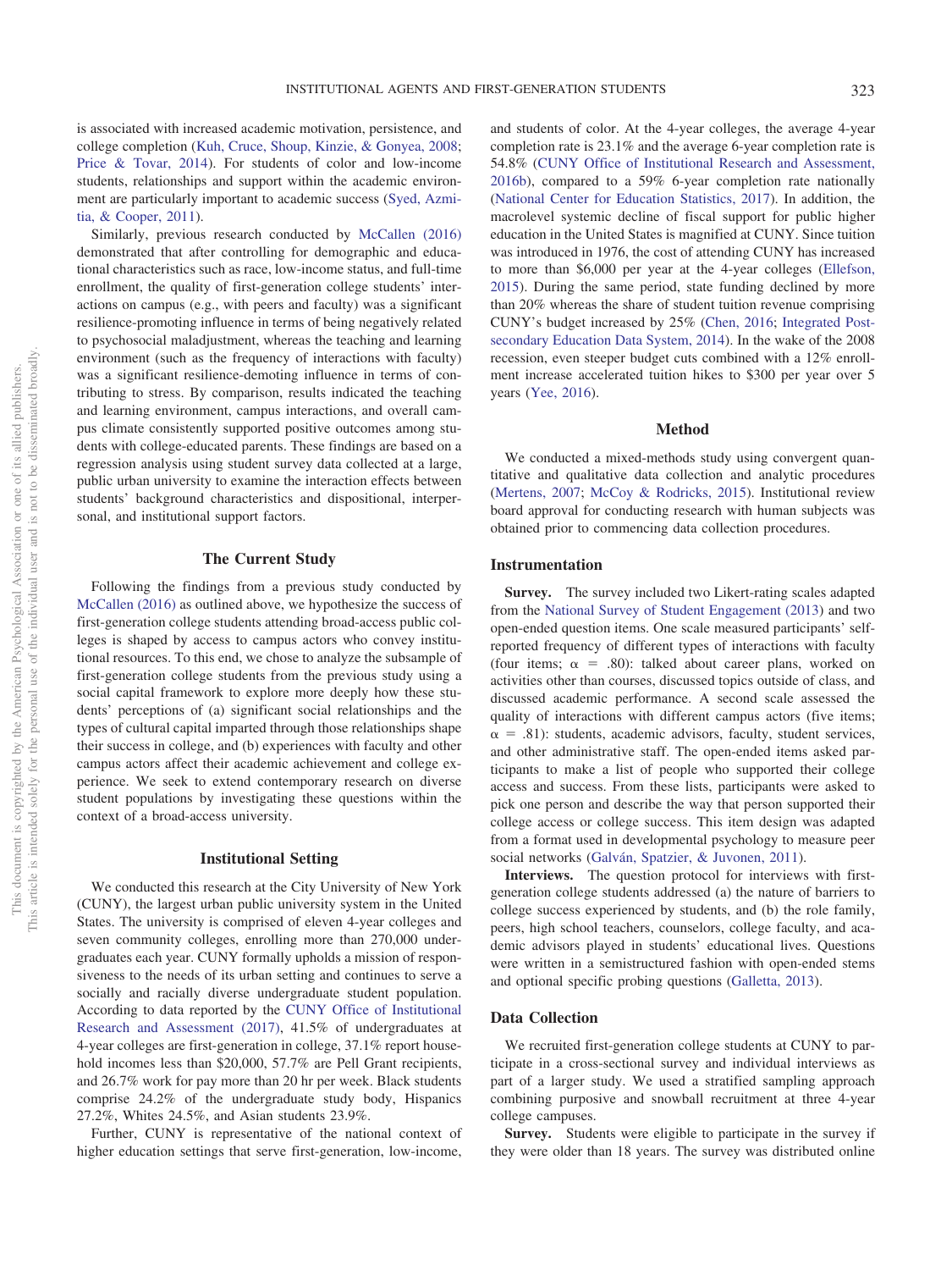is associated with increased academic motivation, persistence, and college completion (Kuh, Cruce, Shoup, Kinzie, & Gonyea, 2008; Price & Tovar, 2014). For students of color and low-income students, relationships and support within the academic environment are particularly important to academic success (Syed, Azmitia, & Cooper, 2011).

Similarly, previous research conducted by McCallen (2016) demonstrated that after controlling for demographic and educational characteristics such as race, low-income status, and full-time enrollment, the quality of first-generation college students' interactions on campus (e.g., with peers and faculty) was a significant resilience-promoting influence in terms of being negatively related to psychosocial maladjustment, whereas the teaching and learning environment (such as the frequency of interactions with faculty) was a significant resilience-demoting influence in terms of contributing to stress. By comparison, results indicated the teaching and learning environment, campus interactions, and overall campus climate consistently supported positive outcomes among students with college-educated parents. These findings are based on a regression analysis using student survey data collected at a large, public urban university to examine the interaction effects between students' background characteristics and dispositional, interpersonal, and institutional support factors.

## The Current Study

Following the findings from a previous study conducted by McCallen (2016) as outlined above, we hypothesize the success of first-generation college students attending broad-access public colleges is shaped by access to campus actors who convey institutional resources. To this end, we chose to analyze the subsample of first-generation college students from the previous study using a social capital framework to explore more deeply how these students' perceptions of (a) significant social relationships and the types of cultural capital imparted through those relationships shape their success in college, and (b) experiences with faculty and other campus actors affect their academic achievement and college experience. We seek to extend contemporary research on diverse student populations by investigating these questions within the context of a broad-access university.

## Institutional Setting

We conducted this research at the City University of New York (CUNY), the largest urban public university system in the United States. The university is comprised of eleven 4-year colleges and seven community colleges, enrolling more than 270,000 undergraduates each year. CUNY formally upholds a mission of responsiveness to the needs of its urban setting and continues to serve a socially and racially diverse undergraduate student population. According to data reported by the CUNY Office of Institutional Research and Assessment (2017), 41.5% of undergraduates at 4-year colleges are first-generation in college, 37.1% report household incomes less than \$20,000, 57.7% are Pell Grant recipients, and 26.7% work for pay more than 20 hr per week. Black students comprise 24.2% of the undergraduate study body, Hispanics 27.2%, Whites 24.5%, and Asian students 23.9%.

Further, CUNY is representative of the national context of higher education settings that serve first-generation, low-income, and students of color. At the 4-year colleges, the average 4-year completion rate is 23.1% and the average 6-year completion rate is 54.8% (CUNY Office of Institutional Research and Assessment, 2016b), compared to a 59% 6-year completion rate nationally (National Center for Education Statistics, 2017). In addition, the macrolevel systemic decline of fiscal support for public higher education in the United States is magnified at CUNY. Since tuition was introduced in 1976, the cost of attending CUNY has increased to more than \$6,000 per year at the 4-year colleges (Ellefson, 2015). During the same period, state funding declined by more than 20% whereas the share of student tuition revenue comprising CUNY's budget increased by 25% (Chen, 2016; Integrated Postsecondary Education Data System, 2014). In the wake of the 2008 recession, even steeper budget cuts combined with a 12% enrollment increase accelerated tuition hikes to \$300 per year over 5 years (Yee, 2016).

## Method

We conducted a mixed-methods study using convergent quantitative and qualitative data collection and analytic procedures (Mertens, 2007; McCoy & Rodricks, 2015). Institutional review board approval for conducting research with human subjects was obtained prior to commencing data collection procedures.

### Instrumentation

**Survey.** The survey included two Likert-rating scales adapted from the National Survey of Student Engagement (2013) and two open-ended question items. One scale measured participants' self-reported frequency of different types of interactions with faculty (four items; $\alpha$ = .80): talked about career plans, worked on activities other than courses, discussed topics outside of class, and discussed academic performance. A second scale assessed the quality of interactions with different campus actors (five items; $\alpha$ = .81): students, academic advisors, faculty, student services, and other administrative staff. The open-ended items asked participants to make a list of people who supported their college access and success. From these lists, participants were asked to pick one person and describe the way that person supported their college access or college success. This item design was adapted from a format used in developmental psychology to measure peer social networks (Galván, Spatzier, & Juvonen, 2011).

**Interviews.** The question protocol for interviews with first-generation college students addressed (a) the nature of barriers to college success experienced by students, and (b) the role family, peers, high school teachers, counselors, college faculty, and academic advisors played in students' educational lives. Questions were written in a semistructured fashion with open-ended stems and optional specific probing questions (Galletta, 2013).

### Data Collection

We recruited first-generation college students at CUNY to participate in a cross-sectional survey and individual interviews as part of a larger study. We used a stratified sampling approach combining purposive and snowball recruitment at three 4-year college campuses.

**Survey.** Students were eligible to participate in the survey if they were older than 18 years. The survey was distributed online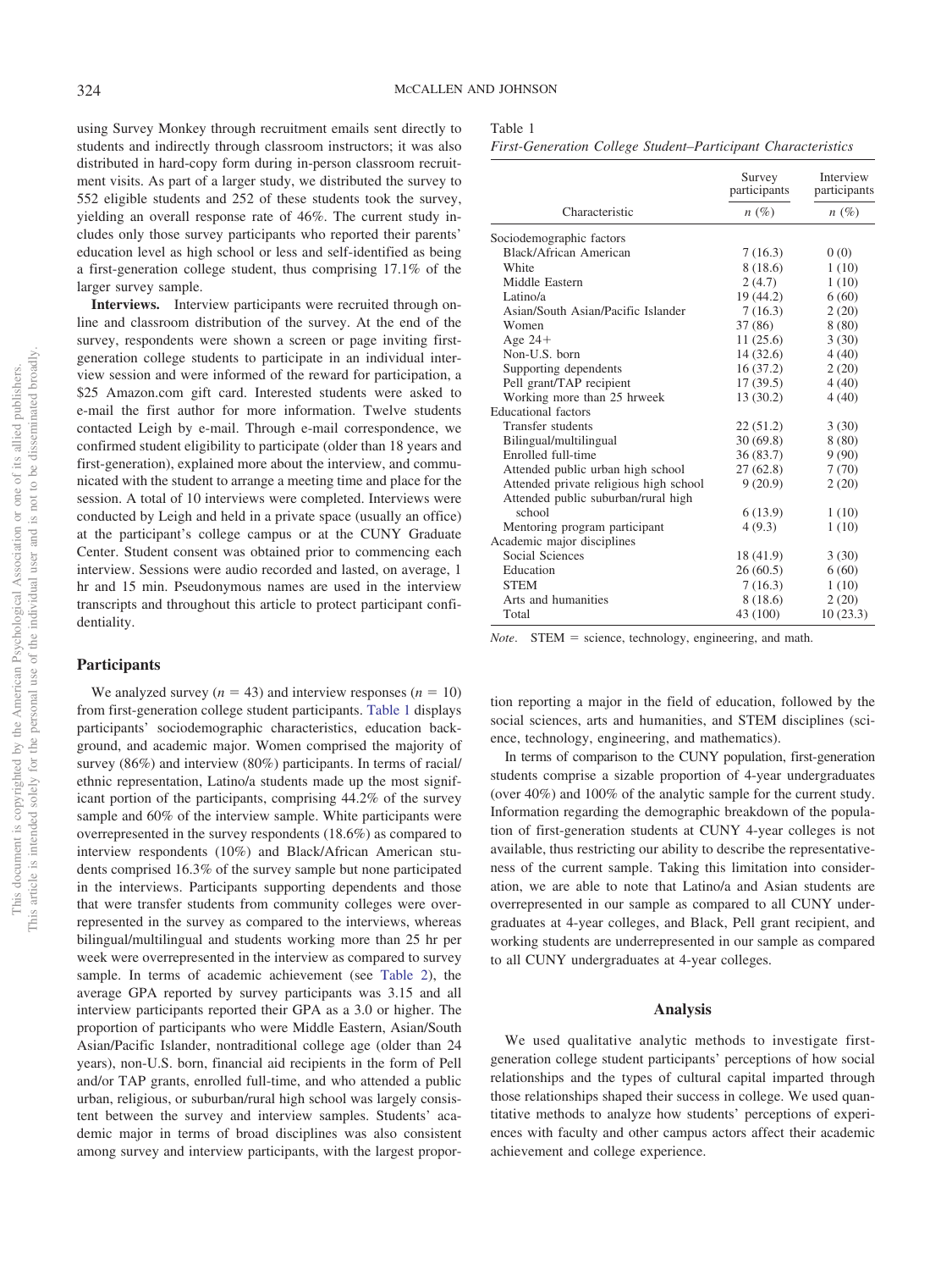using Survey Monkey through recruitment emails sent directly to students and indirectly through classroom instructors; it was also distributed in hard-copy form during in-person classroom recruitment visits. As part of a larger study, we distributed the survey to 552 eligible students and 252 of these students took the survey, yielding an overall response rate of 46%. The current study includes only those survey participants who reported their parents' education level as high school or less and self-identified as being a first-generation college student, thus comprising 17.1% of the larger survey sample.

**Interviews.** Interview participants were recruited through online and classroom distribution of the survey. At the end of the survey, respondents were shown a screen or page inviting first-generation college students to participate in an individual interview session and were informed of the reward for participation, a $25 Amazon.com gift card. Interested students were asked to e-mail the first author for more information. Twelve students contacted Leigh by e-mail. Through e-mail correspondence, we confirmed student eligibility to participate (older than 18 years and first-generation), explained more about the interview, and communicated with the student to arrange a meeting time and place for the session. A total of 10 interviews were completed. Interviews were conducted by Leigh and held in a private space (usually an office) at the participant's college campus or at the CUNY Graduate Center. Student consent was obtained prior to commencing each interview. Sessions were audio recorded and lasted, on average, 1 hr and 15 min. Pseudonymous names are used in the interview transcripts and throughout this article to protect participant confidentiality.

## Participants

We analyzed survey ($n = 43$) and interview responses ($n = 10$) from first-generation college student participants. Table 1 displays participants' sociodemographic characteristics, education background, and academic major. Women comprised the majority of survey (86%) and interview (80%) participants. In terms of racial/ethnic representation, Latino/a students made up the most significant portion of the participants, comprising 44.2% of the survey sample and 60% of the interview sample. White participants were overrepresented in the survey respondents (18.6%) as compared to interview respondents (10%) and Black/African American students comprised 16.3% of the survey sample but none participated in the interviews. Participants supporting dependents and those that were transfer students from community colleges were overrepresented in the survey as compared to the interviews, whereas bilingual/multilingual and students working more than 25 hr per week were overrepresented in the interview as compared to survey sample. In terms of academic achievement (see Table 2), the average GPA reported by survey participants was 3.15 and all interview participants reported their GPA as a 3.0 or higher. The proportion of participants who were Middle Eastern, Asian/South Asian/Pacific Islander, nontraditional college age (older than 24 years), non-U.S. born, financial aid recipients in the form of Pell and/or TAP grants, enrolled full-time, and who attended a public urban, religious, or suburban/rural high school was largely consistent between the survey and interview samples. Students' academic major in terms of broad disciplines was also consistent among survey and interview participants, with the largest proportion reporting a major in the field of education, followed by the social sciences, arts and humanities, and STEM disciplines (science, technology, engineering, and mathematics).

Table 1
*First-Generation College Student–Participant Characteristics*

| Characteristic | Survey participants *n* (%) | Interview participants *n* (%) |
|---|---|---|
| Sociodemographic factors | | |
| Black/African American | 7 (16.3) | 0 (0) |
| White | 8 (18.6) | 1 (10) |
| Middle Eastern | 2 (4.7) | 1 (10) |
| Latino/a | 19 (44.2) | 6 (60) |
| Asian/South Asian/Pacific Islander | 7 (16.3) | 2 (20) |
| Women | 37 (86) | 8 (80) |
| Age 24+ | 11 (25.6) | 3 (30) |
| Non-U.S. born | 14 (32.6) | 4 (40) |
| Supporting dependents | 16 (37.2) | 2 (20) |
| Pell grant/TAP recipient | 17 (39.5) | 4 (40) |
| Working more than 25 hrweek | 13 (30.2) | 4 (40) |
| Educational factors | | |
| Transfer students | 22 (51.2) | 3 (30) |
| Bilingual/multilingual | 30 (69.8) | 8 (80) |
| Enrolled full-time | 36 (83.7) | 9 (90) |
| Attended public urban high school | 27 (62.8) | 7 (70) |
| Attended private religious high school | 9 (20.9) | 2 (20) |
| Attended public suburban/rural high school | 6 (13.9) | 1 (10) |
| Mentoring program participant | 4 (9.3) | 1 (10) |
| Academic major disciplines | | |
| Social Sciences | 18 (41.9) | 3 (30) |
| Education | 26 (60.5) | 6 (60) |
| STEM | 7 (16.3) | 1 (10) |
| Arts and humanities | 8 (18.6) | 2 (20) |
| Total | 43 (100) | 10 (23.3) |

*Note*. STEM = science, technology, engineering, and math.

In terms of comparison to the CUNY population, first-generation students comprise a sizable proportion of 4-year undergraduates (over 40%) and 100% of the analytic sample for the current study. Information regarding the demographic breakdown of the population of first-generation students at CUNY 4-year colleges is not available, thus restricting our ability to describe the representativeness of the current sample. Taking this limitation into consideration, we are able to note that Latino/a and Asian students are overrepresented in our sample as compared to all CUNY undergraduates at 4-year colleges, and Black, Pell grant recipient, and working students are underrepresented in our sample as compared to all CUNY undergraduates at 4-year colleges.

## Analysis

We used qualitative analytic methods to investigate first-generation college student participants' perceptions of how social relationships and the types of cultural capital imparted through those relationships shaped their success in college. We used quantitative methods to analyze how students' perceptions of experiences with faculty and other campus actors affect their academic achievement and college experience.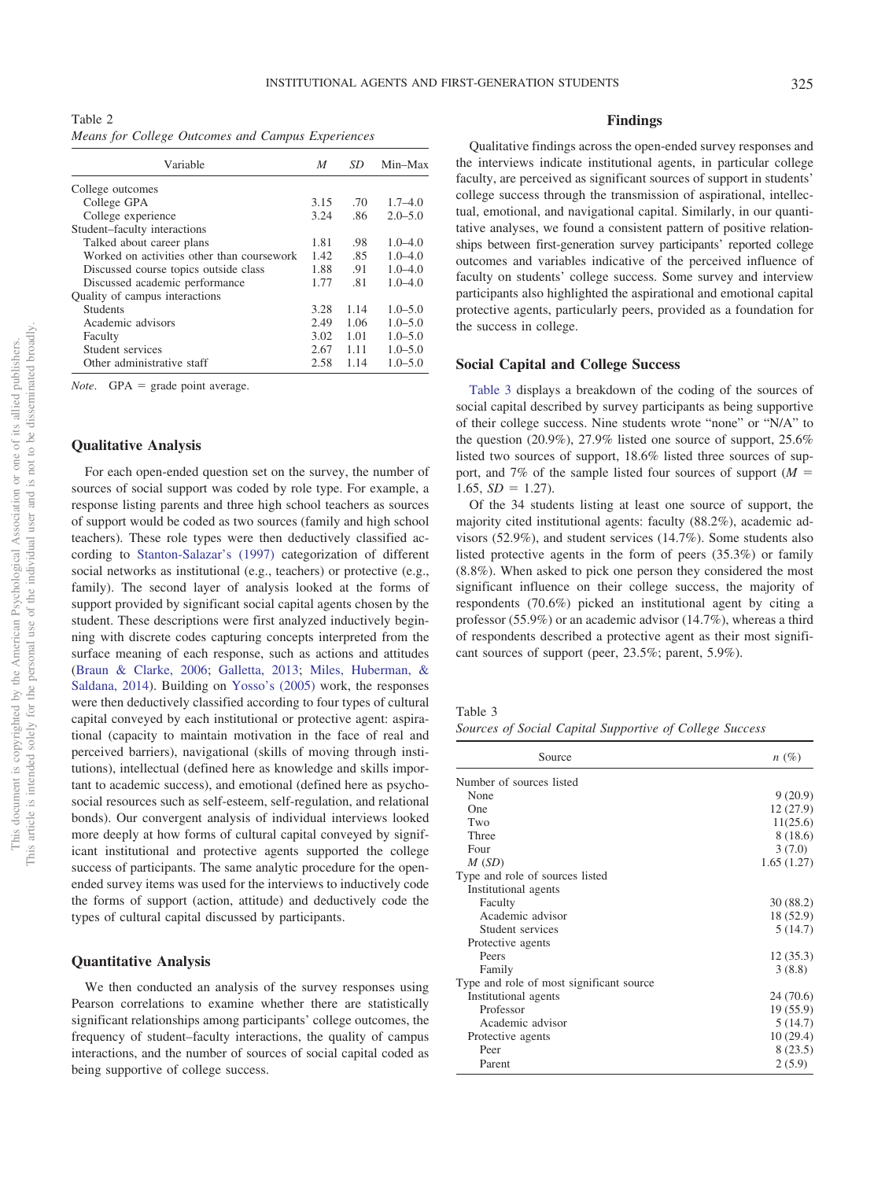Table 2
*Means for College Outcomes and Campus Experiences*

| Variable | *M* | *SD* | Min–Max |
|---|---|---|---|
| College outcomes | | | |
| College GPA | 3.15 | .70 | 1.7–4.0 |
| College experience | 3.24 | .86 | 2.0–5.0 |
| Student–faculty interactions | | | |
| Talked about career plans | 1.81 | .98 | 1.0–4.0 |
| Worked on activities other than coursework | 1.42 | .85 | 1.0–4.0 |
| Discussed course topics outside class | 1.88 | .91 | 1.0–4.0 |
| Discussed academic performance | 1.77 | .81 | 1.0–4.0 |
| Quality of campus interactions | | | |
| Students | 3.28 | 1.14 | 1.0–5.0 |
| Academic advisors | 2.49 | 1.06 | 1.0–5.0 |
| Faculty | 3.02 | 1.01 | 1.0–5.0 |
| Student services | 2.67 | 1.11 | 1.0–5.0 |
| Other administrative staff | 2.58 | 1.14 | 1.0–5.0 |

*Note*. GPA = grade point average.

## Qualitative Analysis

For each open-ended question set on the survey, the number of sources of social support was coded by role type. For example, a response listing parents and three high school teachers as sources of support would be coded as two sources (family and high school teachers). These role types were then deductively classified according to Stanton-Salazar's (1997) categorization of different social networks as institutional (e.g., teachers) or protective (e.g., family). The second layer of analysis looked at the forms of support provided by significant social capital agents chosen by the student. These descriptions were first analyzed inductively beginning with discrete codes capturing concepts interpreted from the surface meaning of each response, such as actions and attitudes (Braun & Clarke, 2006; Galletta, 2013; Miles, Huberman, & Saldana, 2014). Building on Yosso's (2005) work, the responses were then deductively classified according to four types of cultural capital conveyed by each institutional or protective agent: aspirational (capacity to maintain motivation in the face of real and perceived barriers), navigational (skills of moving through institutions), intellectual (defined here as knowledge and skills important to academic success), and emotional (defined here as psychosocial resources such as self-esteem, self-regulation, and relational bonds). Our convergent analysis of individual interviews looked more deeply at how forms of cultural capital conveyed by significant institutional and protective agents supported the college success of participants. The same analytic procedure for the open-ended survey items was used for the interviews to inductively code the forms of support (action, attitude) and deductively code the types of cultural capital discussed by participants.

## Quantitative Analysis

We then conducted an analysis of the survey responses using Pearson correlations to examine whether there are statistically significant relationships among participants' college outcomes, the frequency of student–faculty interactions, the quality of campus interactions, and the number of sources of social capital coded as being supportive of college success.

# Findings

Qualitative findings across the open-ended survey responses and the interviews indicate institutional agents, in particular college faculty, are perceived as significant sources of support in students' college success through the transmission of aspirational, intellectual, emotional, and navigational capital. Similarly, in our quantitative analyses, we found a consistent pattern of positive relationships between first-generation survey participants' reported college outcomes and variables indicative of the perceived influence of faculty on students' college success. Some survey and interview participants also highlighted the aspirational and emotional capital protective agents, particularly peers, provided as a foundation for the success in college.

## Social Capital and College Success

Table 3 displays a breakdown of the coding of the sources of social capital described by survey participants as being supportive of their college success. Nine students wrote "none" or "N/A" to the question (20.9%), 27.9% listed one source of support, 25.6% listed two sources of support, 18.6% listed three sources of support, and 7% of the sample listed four sources of support ($M$ = 1.65, $SD$ = 1.27).

Of the 34 students listing at least one source of support, the majority cited institutional agents: faculty (88.2%), academic advisors (52.9%), and student services (14.7%). Some students also listed protective agents in the form of peers (35.3%) or family (8.8%). When asked to pick one person they considered the most significant influence on their college success, the majority of respondents (70.6%) picked an institutional agent by citing a professor (55.9%) or an academic advisor (14.7%), whereas a third of respondents described a protective agent as their most significant sources of support (peer, 23.5%; parent, 5.9%).

Table 3
*Sources of Social Capital Supportive of College Success*

| Source | *n* (%) |
|---|---|
| Number of sources listed | |
| None | 9 (20.9) |
| One | 12 (27.9) |
| Two | 11(25.6) |
| Three | 8 (18.6) |
| Four | 3 (7.0) |
| *M* (*SD*) | 1.65 (1.27) |
| Type and role of sources listed | |
| Institutional agents | |
| Faculty | 30 (88.2) |
| Academic advisor | 18 (52.9) |
| Student services | 5 (14.7) |
| Protective agents | |
| Peers | 12 (35.3) |
| Family | 3 (8.8) |
| Type and role of most significant source | |
| Institutional agents | 24 (70.6) |
| Professor | 19 (55.9) |
| Academic advisor | 5 (14.7) |
| Protective agents | 10 (29.4) |
| Peer | 8 (23.5) |
| Parent | 2 (5.9) |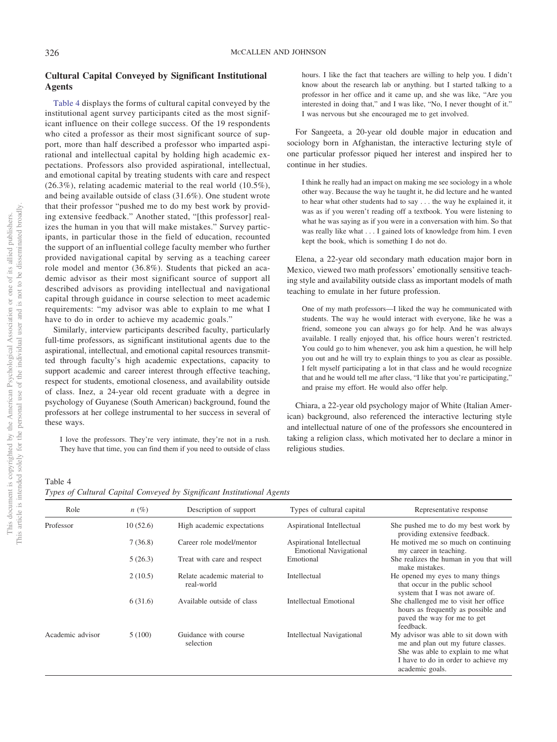## Cultural Capital Conveyed by Significant Institutional Agents

Table 4 displays the forms of cultural capital conveyed by the institutional agent survey participants cited as the most significant influence on their college success. Of the 19 respondents who cited a professor as their most significant source of support, more than half described a professor who imparted aspirational and intellectual capital by holding high academic expectations. Professors also provided aspirational, intellectual, and emotional capital by treating students with care and respect (26.3%), relating academic material to the real world (10.5%), and being available outside of class (31.6%). One student wrote that their professor "pushed me to do my best work by providing extensive feedback." Another stated, "[this professor] realizes the human in you that will make mistakes." Survey participants, in particular those in the field of education, recounted the support of an influential college faculty member who further provided navigational capital by serving as a teaching career role model and mentor (36.8%). Students that picked an academic advisor as their most significant source of support all described advisors as providing intellectual and navigational capital through guidance in course selection to meet academic requirements: "my advisor was able to explain to me what I have to do in order to achieve my academic goals."

Similarly, interview participants described faculty, particularly full-time professors, as significant institutional agents due to the aspirational, intellectual, and emotional capital resources transmitted through faculty's high academic expectations, capacity to support academic and career interest through effective teaching, respect for students, emotional closeness, and availability outside of class. Inez, a 24-year old recent graduate with a degree in psychology of Guyanese (South American) background, found the professors at her college instrumental to her success in several of these ways.

> I love the professors. They're very intimate, they're not in a rush. They have that time, you can find them if you need to outside of class hours. I like the fact that teachers are willing to help you. I didn't know about the research lab or anything. but I started talking to a professor in her office and it came up, and she was like, "Are you interested in doing that," and I was like, "No, I never thought of it." I was nervous but she encouraged me to get involved.

For Sangeeta, a 20-year old double major in education and sociology born in Afghanistan, the interactive lecturing style of one particular professor piqued her interest and inspired her to continue in her studies.

> I think he really had an impact on making me see sociology in a whole other way. Because the way he taught it, he did lecture and he wanted to hear what other students had to say . . . the way he explained it, it was as if you weren't reading off a textbook. You were listening to what he was saying as if you were in a conversation with him. So that was really like what . . . I gained lots of knowledge from him. I even kept the book, which is something I do not do.

Elena, a 22-year old secondary math education major born in Mexico, viewed two math professors' emotionally sensitive teaching style and availability outside class as important models of math teaching to emulate in her future profession.

> One of my math professors—I liked the way he communicated with students. The way he would interact with everyone, like he was a friend, someone you can always go for help. And he was always available. I really enjoyed that, his office hours weren't restricted. You could go to him whenever, you ask him a question, he will help you out and he will try to explain things to you as clear as possible. I felt myself participating a lot in that class and he would recognize that and he would tell me after class, "I like that you're participating," and praise my effort. He would also offer help.

Chiara, a 22-year old psychology major of White (Italian American) background, also referenced the interactive lecturing style and intellectual nature of one of the professors she encountered in taking a religion class, which motivated her to declare a minor in religious studies.

Table 4
*Types of Cultural Capital Conveyed by Significant Institutional Agents*

| Role | n (%) | Description of support | Types of cultural capital | Representative response |
|---|---|---|---|---|
| Professor | 10 (52.6) | High academic expectations | Aspirational Intellectual | She pushed me to do my best work by providing extensive feedback. |
| | 7 (36.8) | Career role model/mentor | Aspirational Intellectual Emotional Navigational | He motived me so much on continuing my career in teaching. |
| | 5 (26.3) | Treat with care and respect | Emotional | She realizes the human in you that will make mistakes. |
| | 2 (10.5) | Relate academic material to real-world | Intellectual | He opened my eyes to many things that occur in the public school system that I was not aware of. |
| | 6 (31.6) | Available outside of class | Intellectual Emotional | She challenged me to visit her office hours as frequently as possible and paved the way for me to get feedback. |
| Academic advisor | 5 (100) | Guidance with course selection | Intellectual Navigational | My advisor was able to sit down with me and plan out my future classes. She was able to explain to me what I have to do in order to achieve my academic goals. |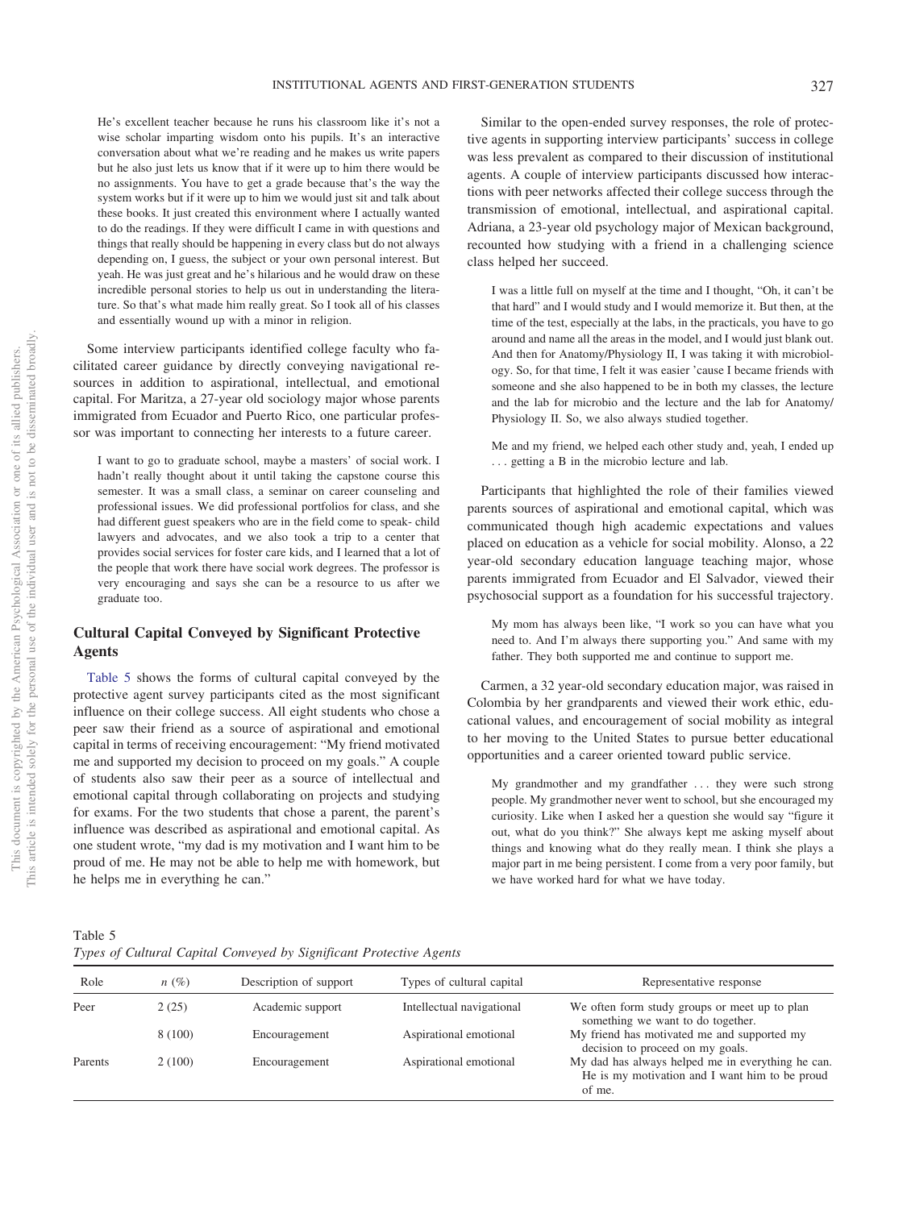He's excellent teacher because he runs his classroom like it's not a wise scholar imparting wisdom onto his pupils. It's an interactive conversation about what we're reading and he makes us write papers but he also just lets us know that if it were up to him there would be no assignments. You have to get a grade because that's the way the system works but if it were up to him we would just sit and talk about these books. It just created this environment where I actually wanted to do the readings. If they were difficult I came in with questions and things that really should be happening in every class but do not always depending on, I guess, the subject or your own personal interest. But yeah. He was just great and he's hilarious and he would draw on these incredible personal stories to help us out in understanding the literature. So that's what made him really great. So I took all of his classes and essentially wound up with a minor in religion.

Some interview participants identified college faculty who facilitated career guidance by directly conveying navigational resources in addition to aspirational, intellectual, and emotional capital. For Maritza, a 27-year old sociology major whose parents immigrated from Ecuador and Puerto Rico, one particular professor was important to connecting her interests to a future career.

> I want to go to graduate school, maybe a masters' of social work. I hadn't really thought about it until taking the capstone course this semester. It was a small class, a seminar on career counseling and professional issues. We did professional portfolios for class, and she had different guest speakers who are in the field come to speak- child lawyers and advocates, and we also took a trip to a center that provides social services for foster care kids, and I learned that a lot of the people that work there have social work degrees. The professor is very encouraging and says she can be a resource to us after we graduate too.

## Cultural Capital Conveyed by Significant Protective Agents

Table 5 shows the forms of cultural capital conveyed by the protective agent survey participants cited as the most significant influence on their college success. All eight students who chose a peer saw their friend as a source of aspirational and emotional capital in terms of receiving encouragement: "My friend motivated me and supported my decision to proceed on my goals." A couple of students also saw their peer as a source of intellectual and emotional capital through collaborating on projects and studying for exams. For the two students that chose a parent, the parent's influence was described as aspirational and emotional capital. As one student wrote, "my dad is my motivation and I want him to be proud of me. He may not be able to help me with homework, but he helps me in everything he can."

Similar to the open-ended survey responses, the role of protective agents in supporting interview participants' success in college was less prevalent as compared to their discussion of institutional agents. A couple of interview participants discussed how interactions with peer networks affected their college success through the transmission of emotional, intellectual, and aspirational capital. Adriana, a 23-year old psychology major of Mexican background, recounted how studying with a friend in a challenging science class helped her succeed.

> I was a little full on myself at the time and I thought, "Oh, it can't be that hard" and I would study and I would memorize it. But then, at the time of the test, especially at the labs, in the practicals, you have to go around and name all the areas in the model, and I would just blank out. And then for Anatomy/Physiology II, I was taking it with microbiology. So, for that time, I felt it was easier 'cause I became friends with someone and she also happened to be in both my classes, the lecture and the lab for microbio and the lecture and the lab for Anatomy/Physiology II. So, we also always studied together.
>
> Me and my friend, we helped each other study and, yeah, I ended up . . . getting a B in the microbio lecture and lab.

Participants that highlighted the role of their families viewed parents sources of aspirational and emotional capital, which was communicated though high academic expectations and values placed on education as a vehicle for social mobility. Alonso, a 22 year-old secondary education language teaching major, whose parents immigrated from Ecuador and El Salvador, viewed their psychosocial support as a foundation for his successful trajectory.

> My mom has always been like, "I work so you can have what you need to. And I'm always there supporting you." And same with my father. They both supported me and continue to support me.

Carmen, a 32 year-old secondary education major, was raised in Colombia by her grandparents and viewed their work ethic, educational values, and encouragement of social mobility as integral to her moving to the United States to pursue better educational opportunities and a career oriented toward public service.

> My grandmother and my grandfather . . . they were such strong people. My grandmother never went to school, but she encouraged my curiosity. Like when I asked her a question she would say "figure it out, what do you think?" She always kept me asking myself about things and knowing what do they really mean. I think she plays a major part in me being persistent. I come from a very poor family, but we have worked hard for what we have today.

Table 5
*Types of Cultural Capital Conveyed by Significant Protective Agents*

| Role | *n* (%) | Description of support | Types of cultural capital | Representative response |
|---|---|---|---|---|
| Peer | 2 (25) | Academic support | Intellectual navigational | We often form study groups or meet up to plan something we want to do together. |
| | 8 (100) | Encouragement | Aspirational emotional | My friend has motivated me and supported my decision to proceed on my goals. |
| Parents | 2 (100) | Encouragement | Aspirational emotional | My dad has always helped me in everything he can. He is my motivation and I want him to be proud of me. |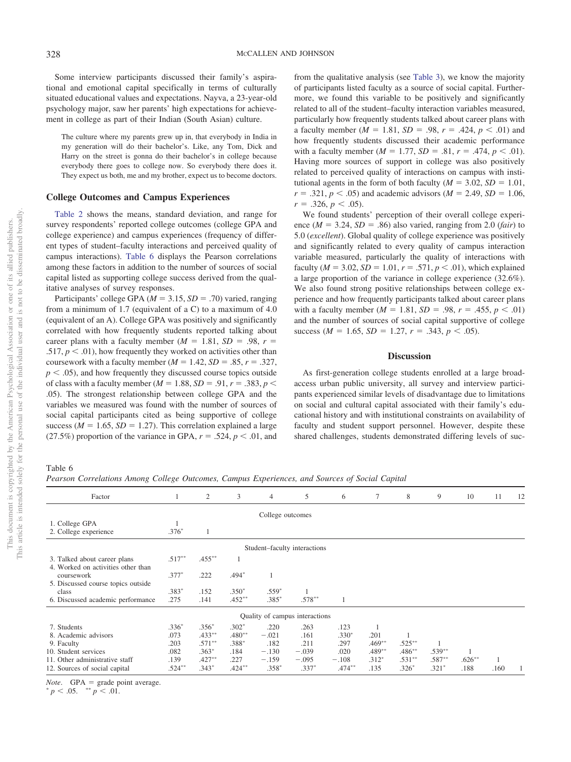Some interview participants discussed their family's aspirational and emotional capital specifically in terms of culturally situated educational values and expectations. Nayva, a 23-year-old psychology major, saw her parents' high expectations for achievement in college as part of their Indian (South Asian) culture.

> The culture where my parents grew up in, that everybody in India in my generation will do their bachelor's. Like, any Tom, Dick and Harry on the street is gonna do their bachelor's in college because everybody there goes to college now. So everybody there does it. They expect us both, me and my brother, expect us to become doctors.

### College Outcomes and Campus Experiences

Table 2 shows the means, standard deviation, and range for survey respondents' reported college outcomes (college GPA and college experience) and campus experiences (frequency of different types of student–faculty interactions and perceived quality of campus interactions). Table 6 displays the Pearson correlations among these factors in addition to the number of sources of social capital listed as supporting college success derived from the qualitative analyses of survey responses.

Participants' college GPA ($M = 3.15$, $SD = .70$) varied, ranging from a minimum of 1.7 (equivalent of a C) to a maximum of 4.0 (equivalent of an A). College GPA was positively and significantly correlated with how frequently students reported talking about career plans with a faculty member ($M = 1.81$, $SD = .98$, $r = .517$, $p < .01$), how frequently they worked on activities other than coursework with a faculty member ($M = 1.42$, $SD = .85$, $r = .327$, $p < .05$), and how frequently they discussed course topics outside of class with a faculty member ($M = 1.88$, $SD = .91$, $r = .383$, $p < .05$). The strongest relationship between college GPA and the variables we measured was found with the number of sources of social capital participants cited as being supportive of college success ($M = 1.65$, $SD = 1.27$). This correlation explained a large (27.5%) proportion of the variance in GPA, $r = .524$, $p < .01$, and from the qualitative analysis (see Table 3), we know the majority of participants listed faculty as a source of social capital. Furthermore, we found this variable to be positively and significantly related to all of the student–faculty interaction variables measured, particularly how frequently students talked about career plans with a faculty member ($M = 1.81$, $SD = .98$, $r = .424$, $p < .01$) and how frequently students discussed their academic performance with a faculty member ($M = 1.77$, $SD = .81$, $r = .474$, $p < .01$). Having more sources of support in college was also positively related to perceived quality of interactions on campus with institutional agents in the form of both faculty ($M = 3.02$, $SD = 1.01$, $r = .321$, $p < .05$) and academic advisors ($M = 2.49$, $SD = 1.06$, $r = .326$, $p < .05$).

We found students' perception of their overall college experience ($M = 3.24$, $SD = .86$) also varied, ranging from 2.0 (*fair*) to 5.0 (*excellent*). Global quality of college experience was positively and significantly related to every quality of campus interaction variable measured, particularly the quality of interactions with faculty ($M = 3.02$, $SD = 1.01$, $r = .571$, $p < .01$), which explained a large proportion of the variance in college experience (32.6%). We also found strong positive relationships between college experience and how frequently participants talked about career plans with a faculty member ($M = 1.81$, $SD = .98$, $r = .455$, $p < .01$) and the number of sources of social capital supportive of college success ($M = 1.65$, $SD = 1.27$, $r = .343$, $p < .05$).

## Discussion

As first-generation college students enrolled at a large broad-access urban public university, all survey and interview participants experienced similar levels of disadvantage due to limitations on social and cultural capital associated with their family's educational history and with institutional constraints on availability of faculty and student support personnel. However, despite these shared challenges, students demonstrated differing levels of suc-

Table 6
*Pearson Correlations Among College Outcomes, Campus Experiences, and Sources of Social Capital*

| Factor | 1 | 2 | 3 | 4 | 5 | 6 | 7 | 8 | 9 | 10 | 11 | 12 |
|---|---|---|---|---|---|---|---|---|---|---|---|---|
| College outcomes | | | | | | | | | | | | |
| 1. College GPA | 1 | | | | | | | | | | | |
| 2. College experience | .376* | 1 | | | | | | | | | | |
| Student–faculty interactions | | | | | | | | | | | | |
| 3. Talked about career plans | .517** | .455** | 1 | | | | | | | | | |
| 4. Worked on activities other than coursework | .377* | .222 | .494* | 1 | | | | | | | | |
| 5. Discussed course topics outside class | .383* | .152 | .350* | .559* | 1 | | | | | | | |
| 6. Discussed academic performance | .275 | .141 | .452** | .385* | .578** | 1 | | | | | | |
| Quality of campus interactions | | | | | | | | | | | | |
| 7. Students | .336* | .356* | .302* | .220 | .263 | .123 | 1 | | | | | |
| 8. Academic advisors | .073 | .433** | .480** | −.021 | .161 | .330* | .201 | 1 | | | | |
| 9. Faculty | .203 | .571** | .388* | .182 | .211 | .297 | .469** | .525** | 1 | | | |
| 10. Student services | .082 | .363* | .184 | −.130 | −.039 | .020 | .489** | .486** | .539** | 1 | | |
| 11. Other administrative staff | .139 | .427** | .227 | −.159 | −.095 | −.108 | .312* | .531** | .587** | .626** | 1 | |
| 12. Sources of social capital | .524** | .343* | .424** | .358* | .337* | .474** | .135 | .326* | .321* | .188 | .160 | 1 |

*Note*. GPA = grade point average.
* $p < .05$. ** $p < .01$.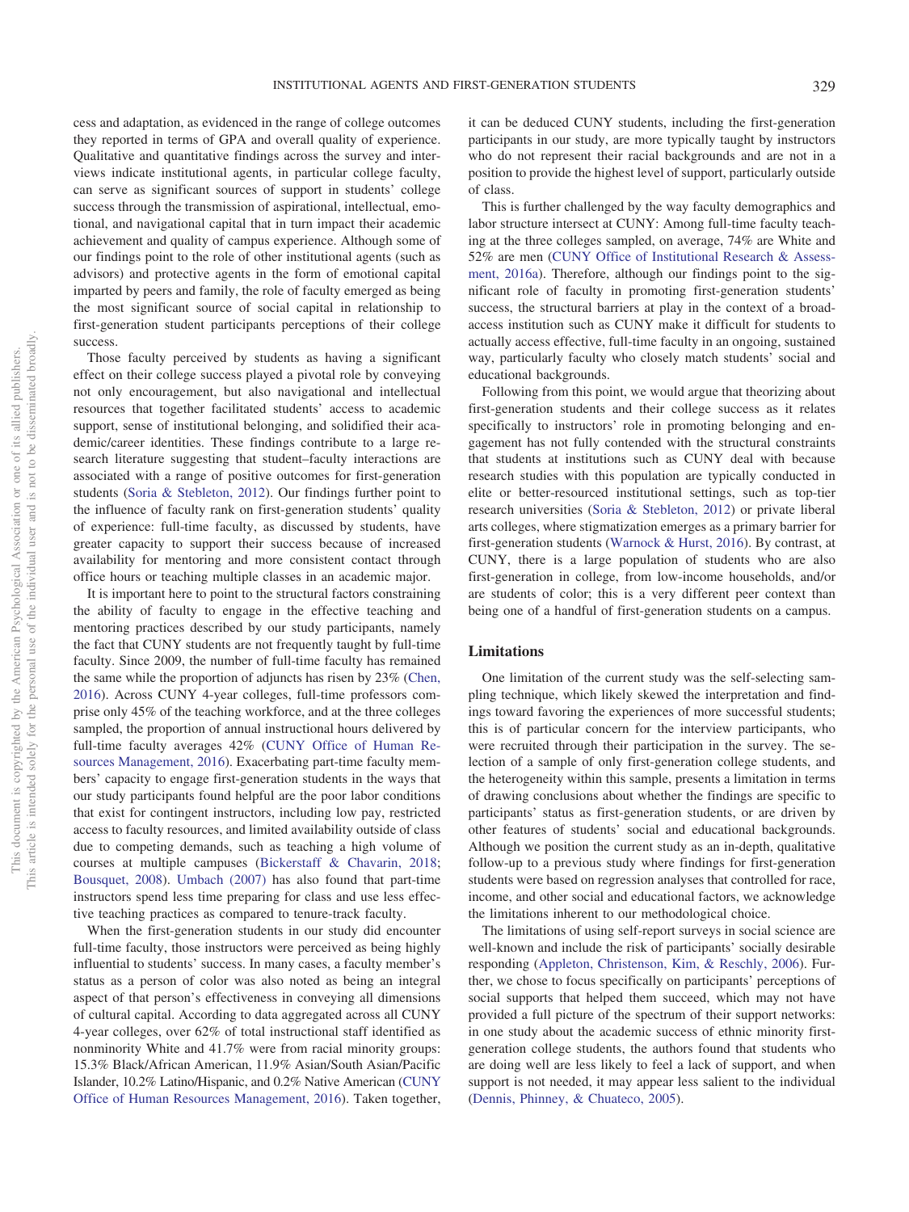cess and adaptation, as evidenced in the range of college outcomes they reported in terms of GPA and overall quality of experience. Qualitative and quantitative findings across the survey and interviews indicate institutional agents, in particular college faculty, can serve as significant sources of support in students' college success through the transmission of aspirational, intellectual, emotional, and navigational capital that in turn impact their academic achievement and quality of campus experience. Although some of our findings point to the role of other institutional agents (such as advisors) and protective agents in the form of emotional capital imparted by peers and family, the role of faculty emerged as being the most significant source of social capital in relationship to first-generation student participants perceptions of their college success.

Those faculty perceived by students as having a significant effect on their college success played a pivotal role by conveying not only encouragement, but also navigational and intellectual resources that together facilitated students' access to academic support, sense of institutional belonging, and solidified their academic/career identities. These findings contribute to a large research literature suggesting that student–faculty interactions are associated with a range of positive outcomes for first-generation students (Soria & Stebleton, 2012). Our findings further point to the influence of faculty rank on first-generation students' quality of experience: full-time faculty, as discussed by students, have greater capacity to support their success because of increased availability for mentoring and more consistent contact through office hours or teaching multiple classes in an academic major.

It is important here to point to the structural factors constraining the ability of faculty to engage in the effective teaching and mentoring practices described by our study participants, namely the fact that CUNY students are not frequently taught by full-time faculty. Since 2009, the number of full-time faculty has remained the same while the proportion of adjuncts has risen by 23% (Chen, 2016). Across CUNY 4-year colleges, full-time professors comprise only 45% of the teaching workforce, and at the three colleges sampled, the proportion of annual instructional hours delivered by full-time faculty averages 42% (CUNY Office of Human Resources Management, 2016). Exacerbating part-time faculty members' capacity to engage first-generation students in the ways that our study participants found helpful are the poor labor conditions that exist for contingent instructors, including low pay, restricted access to faculty resources, and limited availability outside of class due to competing demands, such as teaching a high volume of courses at multiple campuses (Bickerstaff & Chavarin, 2018; Bousquet, 2008). Umbach (2007) has also found that part-time instructors spend less time preparing for class and use less effective teaching practices as compared to tenure-track faculty.

When the first-generation students in our study did encounter full-time faculty, those instructors were perceived as being highly influential to students' success. In many cases, a faculty member's status as a person of color was also noted as being an integral aspect of that person's effectiveness in conveying all dimensions of cultural capital. According to data aggregated across all CUNY 4-year colleges, over 62% of total instructional staff identified as nonminority White and 41.7% were from racial minority groups: 15.3% Black/African American, 11.9% Asian/South Asian/Pacific Islander, 10.2% Latino/Hispanic, and 0.2% Native American (CUNY Office of Human Resources Management, 2016). Taken together, it can be deduced CUNY students, including the first-generation participants in our study, are more typically taught by instructors who do not represent their racial backgrounds and are not in a position to provide the highest level of support, particularly outside of class.

This is further challenged by the way faculty demographics and labor structure intersect at CUNY: Among full-time faculty teaching at the three colleges sampled, on average, 74% are White and 52% are men (CUNY Office of Institutional Research & Assessment, 2016a). Therefore, although our findings point to the significant role of faculty in promoting first-generation students' success, the structural barriers at play in the context of a broad-access institution such as CUNY make it difficult for students to actually access effective, full-time faculty in an ongoing, sustained way, particularly faculty who closely match students' social and educational backgrounds.

Following from this point, we would argue that theorizing about first-generation students and their college success as it relates specifically to instructors' role in promoting belonging and engagement has not fully contended with the structural constraints that students at institutions such as CUNY deal with because research studies with this population are typically conducted in elite or better-resourced institutional settings, such as top-tier research universities (Soria & Stebleton, 2012) or private liberal arts colleges, where stigmatization emerges as a primary barrier for first-generation students (Warnock & Hurst, 2016). By contrast, at CUNY, there is a large population of students who are also first-generation in college, from low-income households, and/or are students of color; this is a very different peer context than being one of a handful of first-generation students on a campus.

## Limitations

One limitation of the current study was the self-selecting sampling technique, which likely skewed the interpretation and findings toward favoring the experiences of more successful students; this is of particular concern for the interview participants, who were recruited through their participation in the survey. The selection of a sample of only first-generation college students, and the heterogeneity within this sample, presents a limitation in terms of drawing conclusions about whether the findings are specific to participants' status as first-generation students, or are driven by other features of students' social and educational backgrounds. Although we position the current study as an in-depth, qualitative follow-up to a previous study where findings for first-generation students were based on regression analyses that controlled for race, income, and other social and educational factors, we acknowledge the limitations inherent to our methodological choice.

The limitations of using self-report surveys in social science are well-known and include the risk of participants' socially desirable responding (Appleton, Christenson, Kim, & Reschly, 2006). Further, we chose to focus specifically on participants' perceptions of social supports that helped them succeed, which may not have provided a full picture of the spectrum of their support networks: in one study about the academic success of ethnic minority first-generation college students, the authors found that students who are doing well are less likely to feel a lack of support, and when support is not needed, it may appear less salient to the individual (Dennis, Phinney, & Chuateco, 2005).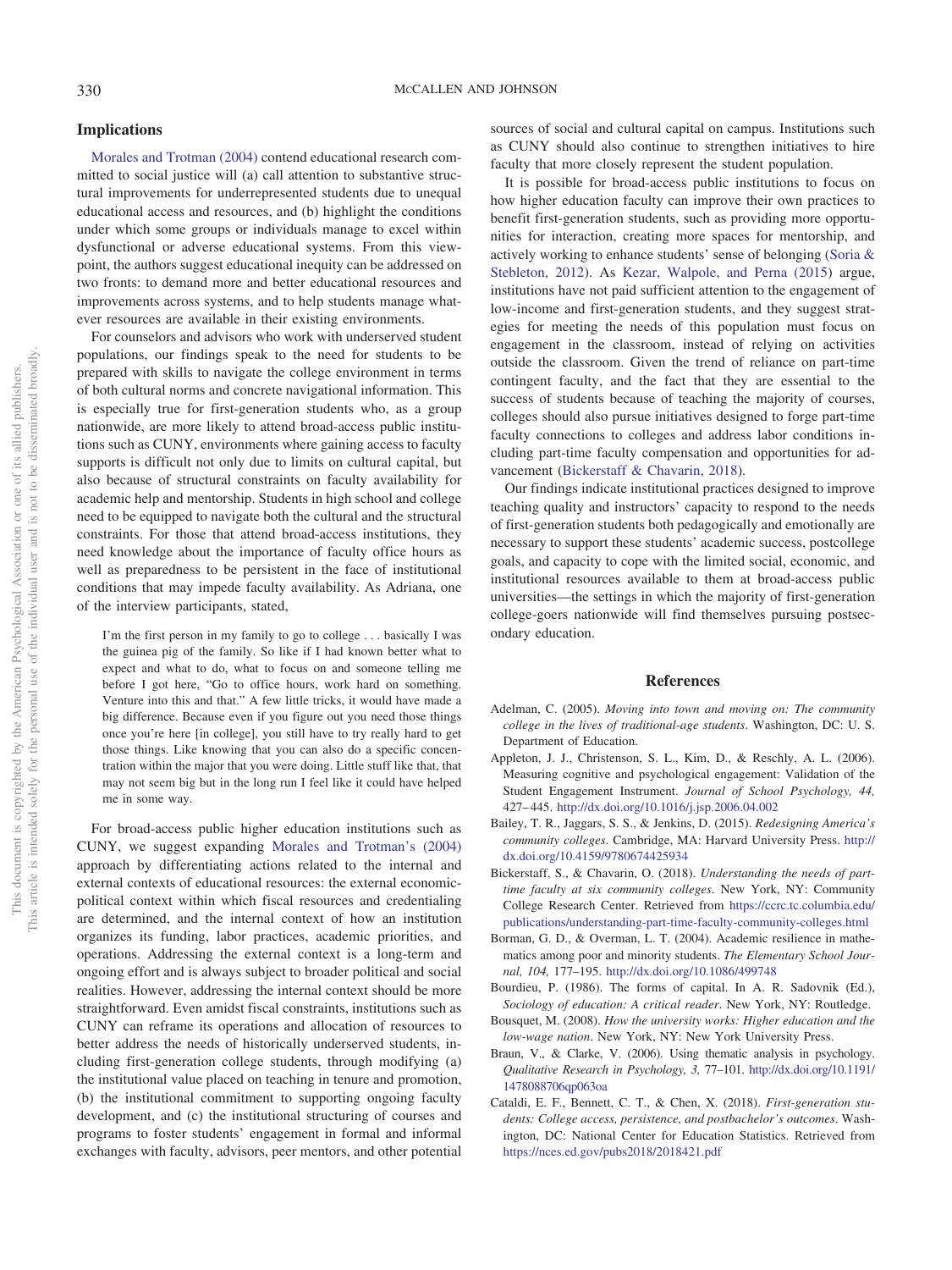## Implications

Morales and Trotman (2004) contend educational research committed to social justice will (a) call attention to substantive structural improvements for underrepresented students due to unequal educational access and resources, and (b) highlight the conditions under which some groups or individuals manage to excel within dysfunctional or adverse educational systems. From this viewpoint, the authors suggest educational inequity can be addressed on two fronts: to demand more and better educational resources and improvements across systems, and to help students manage whatever resources are available in their existing environments.

For counselors and advisors who work with underserved student populations, our findings speak to the need for students to be prepared with skills to navigate the college environment in terms of both cultural norms and concrete navigational information. This is especially true for first-generation students who, as a group nationwide, are more likely to attend broad-access public institutions such as CUNY, environments where gaining access to faculty supports is difficult not only due to limits on cultural capital, but also because of structural constraints on faculty availability for academic help and mentorship. Students in high school and college need to be equipped to navigate both the cultural and the structural constraints. For those that attend broad-access institutions, they need knowledge about the importance of faculty office hours as well as preparedness to be persistent in the face of institutional conditions that may impede faculty availability. As Adriana, one of the interview participants, stated,

> I'm the first person in my family to go to college . . . basically I was the guinea pig of the family. So like if I had known better what to expect and what to do, what to focus on and someone telling me before I got here, "Go to office hours, work hard on something. Venture into this and that." A few little tricks, it would have made a big difference. Because even if you figure out you need those things once you're here [in college], you still have to try really hard to get those things. Like knowing that you can also do a specific concentration within the major that you were doing. Little stuff like that, that may not seem big but in the long run I feel like it could have helped me in some way.

For broad-access public higher education institutions such as CUNY, we suggest expanding Morales and Trotman's (2004) approach by differentiating actions related to the internal and external contexts of educational resources: the external economic-political context within which fiscal resources and credentialing are determined, and the internal context of how an institution organizes its funding, labor practices, academic priorities, and operations. Addressing the external context is a long-term and ongoing effort and is always subject to broader political and social realities. However, addressing the internal context should be more straightforward. Even amidst fiscal constraints, institutions such as CUNY can reframe its operations and allocation of resources to better address the needs of historically underserved students, including first-generation college students, through modifying (a) the institutional value placed on teaching in tenure and promotion, (b) the institutional commitment to supporting ongoing faculty development, and (c) the institutional structuring of courses and programs to foster students' engagement in formal and informal exchanges with faculty, advisors, peer mentors, and other potential sources of social and cultural capital on campus. Institutions such as CUNY should also continue to strengthen initiatives to hire faculty that more closely represent the student population.

It is possible for broad-access public institutions to focus on how higher education faculty can improve their own practices to benefit first-generation students, such as providing more opportunities for interaction, creating more spaces for mentorship, and actively working to enhance students' sense of belonging (Soria & Stebleton, 2012). As Kezar, Walpole, and Perna (2015) argue, institutions have not paid sufficient attention to the engagement of low-income and first-generation students, and they suggest strategies for meeting the needs of this population must focus on engagement in the classroom, instead of relying on activities outside the classroom. Given the trend of reliance on part-time contingent faculty, and the fact that they are essential to the success of students because of teaching the majority of courses, colleges should also pursue initiatives designed to forge part-time faculty connections to colleges and address labor conditions including part-time faculty compensation and opportunities for advancement (Bickerstaff & Chavarin, 2018).

Our findings indicate institutional practices designed to improve teaching quality and instructors' capacity to respond to the needs of first-generation students both pedagogically and emotionally are necessary to support these students' academic success, postcollege goals, and capacity to cope with the limited social, economic, and institutional resources available to them at broad-access public universities—the settings in which the majority of first-generation college-goers nationwide will find themselves pursuing postsecondary education.

## References

Adelman, C. (2005). *Moving into town and moving on: The community college in the lives of traditional-age students*. Washington, DC: U. S. Department of Education.

Appleton, J. J., Christenson, S. L., Kim, D., & Reschly, A. L. (2006). Measuring cognitive and psychological engagement: Validation of the Student Engagement Instrument. *Journal of School Psychology, 44,* 427–445. http://dx.doi.org/10.1016/j.jsp.2006.04.002

Bailey, T. R., Jaggars, S. S., & Jenkins, D. (2015). *Redesigning America's community colleges*. Cambridge, MA: Harvard University Press. http://dx.doi.org/10.4159/9780674425934

Bickerstaff, S., & Chavarin, O. (2018). *Understanding the needs of part-time faculty at six community colleges*. New York, NY: Community College Research Center. Retrieved from https://ccrc.tc.columbia.edu/publications/understanding-part-time-faculty-community-colleges.html

Borman, G. D., & Overman, L. T. (2004). Academic resilience in mathematics among poor and minority students. *The Elementary School Journal, 104,* 177–195. http://dx.doi.org/10.1086/499748

Bourdieu, P. (1986). The forms of capital. In A. R. Sadovnik (Ed.), *Sociology of education: A critical reader*. New York, NY: Routledge.

Bousquet, M. (2008). *How the university works: Higher education and the low-wage nation*. New York, NY: New York University Press.

Braun, V., & Clarke, V. (2006). Using thematic analysis in psychology. *Qualitative Research in Psychology, 3,* 77–101. http://dx.doi.org/10.1191/1478088706qp063oa

Cataldi, E. F., Bennett, C. T., & Chen, X. (2018). *First-generation students: College access, persistence, and postbachelor's outcomes*. Washington, DC: National Center for Education Statistics. Retrieved from https://nces.ed.gov/pubs2018/2018421.pdf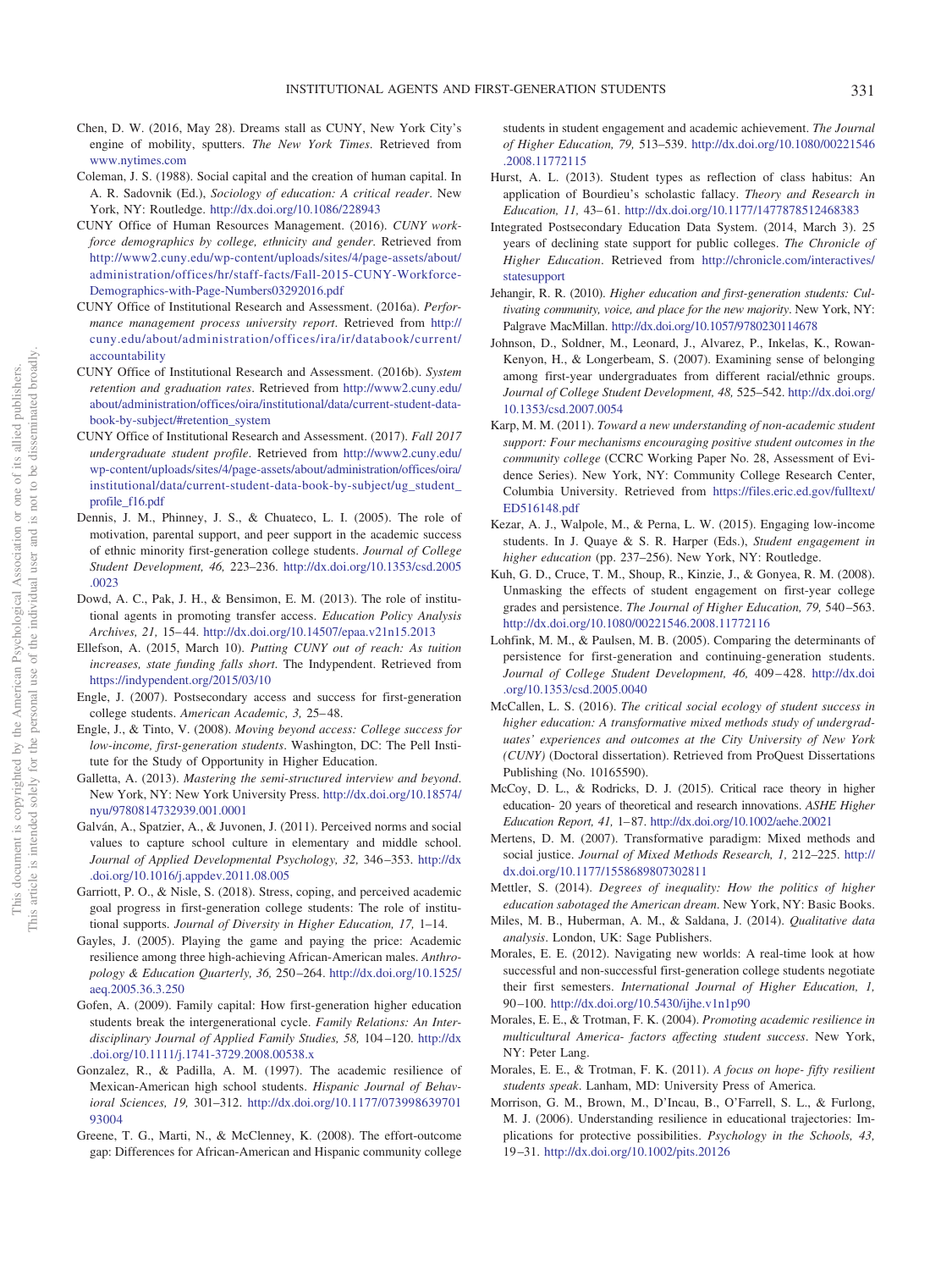Chen, D. W. (2016, May 28). Dreams stall as CUNY, New York City's engine of mobility, sputters. *The New York Times*. Retrieved from www.nytimes.com

Coleman, J. S. (1988). Social capital and the creation of human capital. In A. R. Sadovnik (Ed.), *Sociology of education: A critical reader*. New York, NY: Routledge. http://dx.doi.org/10.1086/228943

CUNY Office of Human Resources Management. (2016). *CUNY workforce demographics by college, ethnicity and gender*. Retrieved from http://www2.cuny.edu/wp-content/uploads/sites/4/page-assets/about/administration/offices/hr/staff-facts/Fall-2015-CUNY-Workforce-Demographics-with-Page-Numbers03292016.pdf

CUNY Office of Institutional Research and Assessment. (2016a). *Performance management process university report*. Retrieved from http://cuny.edu/about/administration/offices/ira/ir/databook/current/accountability

CUNY Office of Institutional Research and Assessment. (2016b). *System retention and graduation rates*. Retrieved from http://www2.cuny.edu/about/administration/offices/oira/institutional/data/current-student-data-book-by-subject/#retention_system

CUNY Office of Institutional Research and Assessment. (2017). *Fall 2017 undergraduate student profile*. Retrieved from http://www2.cuny.edu/wp-content/uploads/sites/4/page-assets/about/administration/offices/oira/institutional/data/current-student-data-book-by-subject/ug_student_profile_f16.pdf

Dennis, J. M., Phinney, J. S., & Chuateco, L. I. (2005). The role of motivation, parental support, and peer support in the academic success of ethnic minority first-generation college students. *Journal of College Student Development, 46,* 223–236. http://dx.doi.org/10.1353/csd.2005.0023

Dowd, A. C., Pak, J. H., & Bensimon, E. M. (2013). The role of institutional agents in promoting transfer access. *Education Policy Analysis Archives, 21,* 15–44. http://dx.doi.org/10.14507/epaa.v21n15.2013

Ellefson, A. (2015, March 10). *Putting CUNY out of reach: As tuition increases, state funding falls short*. The Indypendent. Retrieved from https://indypendent.org/2015/03/10

Engle, J. (2007). Postsecondary access and success for first-generation college students. *American Academic, 3,* 25–48.

Engle, J., & Tinto, V. (2008). *Moving beyond access: College success for low-income, first-generation students*. Washington, DC: The Pell Institute for the Study of Opportunity in Higher Education.

Galletta, A. (2013). *Mastering the semi-structured interview and beyond*. New York, NY: New York University Press. http://dx.doi.org/10.18574/nyu/9780814732939.001.0001

Galván, A., Spatzier, A., & Juvonen, J. (2011). Perceived norms and social values to capture school culture in elementary and middle school. *Journal of Applied Developmental Psychology, 32,* 346–353. http://dx.doi.org/10.1016/j.appdev.2011.08.005

Garriott, P. O., & Nisle, S. (2018). Stress, coping, and perceived academic goal progress in first-generation college students: The role of institutional supports. *Journal of Diversity in Higher Education, 17,* 1–14.

Gayles, J. (2005). Playing the game and paying the price: Academic resilience among three high-achieving African-American males. *Anthropology & Education Quarterly, 36,* 250–264. http://dx.doi.org/10.1525/aeq.2005.36.3.250

Gofen, A. (2009). Family capital: How first-generation higher education students break the intergenerational cycle. *Family Relations: An Interdisciplinary Journal of Applied Family Studies, 58,* 104–120. http://dx.doi.org/10.1111/j.1741-3729.2008.00538.x

Gonzalez, R., & Padilla, A. M. (1997). The academic resilience of Mexican-American high school students. *Hispanic Journal of Behavioral Sciences, 19,* 301–312. http://dx.doi.org/10.1177/07399863970193004

Greene, T. G., Marti, N., & McClenney, K. (2008). The effort-outcome gap: Differences for African-American and Hispanic community college students in student engagement and academic achievement. *The Journal of Higher Education, 79,* 513–539. http://dx.doi.org/10.1080/00221546.2008.11772115

Hurst, A. L. (2013). Student types as reflection of class habitus: An application of Bourdieu's scholastic fallacy. *Theory and Research in Education, 11,* 43–61. http://dx.doi.org/10.1177/1477878512468383

Integrated Postsecondary Education Data System. (2014, March 3). 25 years of declining state support for public colleges. *The Chronicle of Higher Education*. Retrieved from http://chronicle.com/interactives/statesupport

Jehangir, R. R. (2010). *Higher education and first-generation students: Cultivating community, voice, and place for the new majority*. New York, NY: Palgrave MacMillan. http://dx.doi.org/10.1057/9780230114678

Johnson, D., Soldner, M., Leonard, J., Alvarez, P., Inkelas, K., Rowan-Kenyon, H., & Longerbeam, S. (2007). Examining sense of belonging among first-year undergraduates from different racial/ethnic groups. *Journal of College Student Development, 48,* 525–542. http://dx.doi.org/10.1353/csd.2007.0054

Karp, M. M. (2011). *Toward a new understanding of non-academic student support: Four mechanisms encouraging positive student outcomes in the community college* (CCRC Working Paper No. 28, Assessment of Evidence Series). New York, NY: Community College Research Center, Columbia University. Retrieved from https://files.eric.ed.gov/fulltext/ED516148.pdf

Kezar, A. J., Walpole, M., & Perna, L. W. (2015). Engaging low-income students. In J. Quaye & S. R. Harper (Eds.), *Student engagement in higher education* (pp. 237–256). New York, NY: Routledge.

Kuh, G. D., Cruce, T. M., Shoup, R., Kinzie, J., & Gonyea, R. M. (2008). Unmasking the effects of student engagement on first-year college grades and persistence. *The Journal of Higher Education, 79,* 540–563. http://dx.doi.org/10.1080/00221546.2008.11772116

Lohfink, M. M., & Paulsen, M. B. (2005). Comparing the determinants of persistence for first-generation and continuing-generation students. *Journal of College Student Development, 46,* 409–428. http://dx.doi.org/10.1353/csd.2005.0040

McCallen, L. S. (2016). *The critical social ecology of student success in higher education: A transformative mixed methods study of undergraduates' experiences and outcomes at the City University of New York (CUNY)* (Doctoral dissertation). Retrieved from ProQuest Dissertations Publishing (No. 10165590).

McCoy, D. L., & Rodricks, D. J. (2015). Critical race theory in higher education- 20 years of theoretical and research innovations. *ASHE Higher Education Report, 41,* 1–87. http://dx.doi.org/10.1002/aehe.20021

Mertens, D. M. (2007). Transformative paradigm: Mixed methods and social justice. *Journal of Mixed Methods Research, 1,* 212–225. http://dx.doi.org/10.1177/1558689807302811

Mettler, S. (2014). *Degrees of inequality: How the politics of higher education sabotaged the American dream*. New York, NY: Basic Books.

Miles, M. B., Huberman, A. M., & Saldana, J. (2014). *Qualitative data analysis*. London, UK: Sage Publishers.

Morales, E. E. (2012). Navigating new worlds: A real-time look at how successful and non-successful first-generation college students negotiate their first semesters. *International Journal of Higher Education, 1,* 90–100. http://dx.doi.org/10.5430/ijhe.v1n1p90

Morales, E. E., & Trotman, F. K. (2004). *Promoting academic resilience in multicultural America- factors affecting student success*. New York, NY: Peter Lang.

Morales, E. E., & Trotman, F. K. (2011). *A focus on hope- fifty resilient students speak*. Lanham, MD: University Press of America.

Morrison, G. M., Brown, M., D'Incau, B., O'Farrell, S. L., & Furlong, M. J. (2006). Understanding resilience in educational trajectories: Implications for protective possibilities. *Psychology in the Schools, 43,* 19–31. http://dx.doi.org/10.1002/pits.20126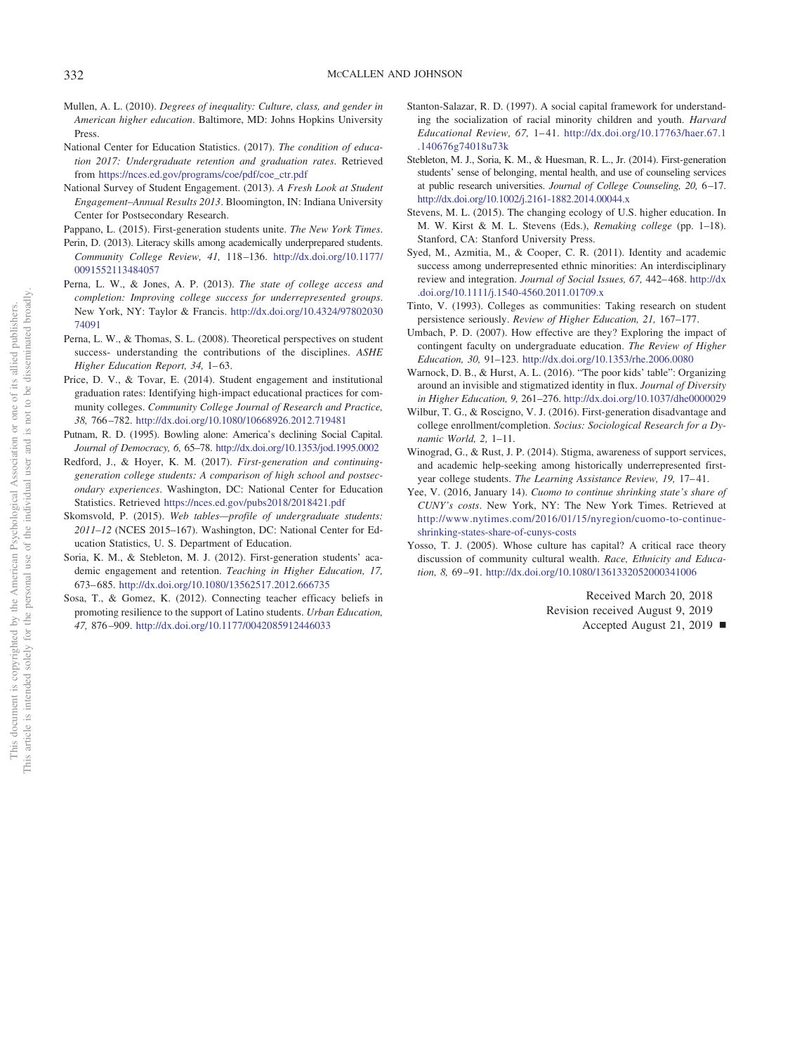Mullen, A. L. (2010). *Degrees of inequality: Culture, class, and gender in American higher education*. Baltimore, MD: Johns Hopkins University Press.

National Center for Education Statistics. (2017). *The condition of education 2017: Undergraduate retention and graduation rates*. Retrieved from https://nces.ed.gov/programs/coe/pdf/coe_ctr.pdf

National Survey of Student Engagement. (2013). *A Fresh Look at Student Engagement–Annual Results 2013*. Bloomington, IN: Indiana University Center for Postsecondary Research.

Pappano, L. (2015). First-generation students unite. *The New York Times*.

Perin, D. (2013). Literacy skills among academically underprepared students. *Community College Review, 41,* 118–136. http://dx.doi.org/10.1177/0091552113484057

Perna, L. W., & Jones, A. P. (2013). *The state of college access and completion: Improving college success for underrepresented groups*. New York, NY: Taylor & Francis. http://dx.doi.org/10.4324/9780203074091

Perna, L. W., & Thomas, S. L. (2008). Theoretical perspectives on student success- understanding the contributions of the disciplines. *ASHE Higher Education Report, 34,* 1–63.

Price, D. V., & Tovar, E. (2014). Student engagement and institutional graduation rates: Identifying high-impact educational practices for community colleges. *Community College Journal of Research and Practice, 38,* 766–782. http://dx.doi.org/10.1080/10668926.2012.719481

Putnam, R. D. (1995). Bowling alone: America's declining Social Capital. *Journal of Democracy, 6,* 65–78. http://dx.doi.org/10.1353/jod.1995.0002

Redford, J., & Hoyer, K. M. (2017). *First-generation and continuing-generation college students: A comparison of high school and postsecondary experiences*. Washington, DC: National Center for Education Statistics. Retrieved https://nces.ed.gov/pubs2018/2018421.pdf

Skomsvold, P. (2015). *Web tables—profile of undergraduate students: 2011–12* (NCES 2015–167). Washington, DC: National Center for Education Statistics, U. S. Department of Education.

Soria, K. M., & Stebleton, M. J. (2012). First-generation students' academic engagement and retention. *Teaching in Higher Education, 17,* 673–685. http://dx.doi.org/10.1080/13562517.2012.666735

Sosa, T., & Gomez, K. (2012). Connecting teacher efficacy beliefs in promoting resilience to the support of Latino students. *Urban Education, 47,* 876–909. http://dx.doi.org/10.1177/0042085912446033

Stanton-Salazar, R. D. (1997). A social capital framework for understanding the socialization of racial minority children and youth. *Harvard Educational Review, 67,* 1–41. http://dx.doi.org/10.17763/haer.67.1.140676g74018u73k

Stebleton, M. J., Soria, K. M., & Huesman, R. L., Jr. (2014). First-generation students' sense of belonging, mental health, and use of counseling services at public research universities. *Journal of College Counseling, 20,* 6–17. http://dx.doi.org/10.1002/j.2161-1882.2014.00044.x

Stevens, M. L. (2015). The changing ecology of U.S. higher education. In M. W. Kirst & M. L. Stevens (Eds.), *Remaking college* (pp. 1–18). Stanford, CA: Stanford University Press.

Syed, M., Azmitia, M., & Cooper, C. R. (2011). Identity and academic success among underrepresented ethnic minorities: An interdisciplinary review and integration. *Journal of Social Issues, 67,* 442–468. http://dx.doi.org/10.1111/j.1540-4560.2011.01709.x

Tinto, V. (1993). Colleges as communities: Taking research on student persistence seriously. *Review of Higher Education, 21,* 167–177.

Umbach, P. D. (2007). How effective are they? Exploring the impact of contingent faculty on undergraduate education. *The Review of Higher Education, 30,* 91–123. http://dx.doi.org/10.1353/rhe.2006.0080

Warnock, D. B., & Hurst, A. L. (2016). "The poor kids' table": Organizing around an invisible and stigmatized identity in flux. *Journal of Diversity in Higher Education, 9,* 261–276. http://dx.doi.org/10.1037/dhe0000029

Wilbur, T. G., & Roscigno, V. J. (2016). First-generation disadvantage and college enrollment/completion. *Socius: Sociological Research for a Dynamic World, 2,* 1–11.

Winograd, G., & Rust, J. P. (2014). Stigma, awareness of support services, and academic help-seeking among historically underrepresented first-year college students. *The Learning Assistance Review, 19,* 17–41.

Yee, V. (2016, January 14). *Cuomo to continue shrinking state's share of CUNY's costs*. New York, NY: The New York Times. Retrieved at http://www.nytimes.com/2016/01/15/nyregion/cuomo-to-continue-shrinking-states-share-of-cunys-costs

Yosso, T. J. (2005). Whose culture has capital? A critical race theory discussion of community cultural wealth. *Race, Ethnicity and Education, 8,* 69–91. http://dx.doi.org/10.1080/1361332052000341006

Received March 20, 2018
Revision received August 9, 2019
Accepted August 21, 2019 ■